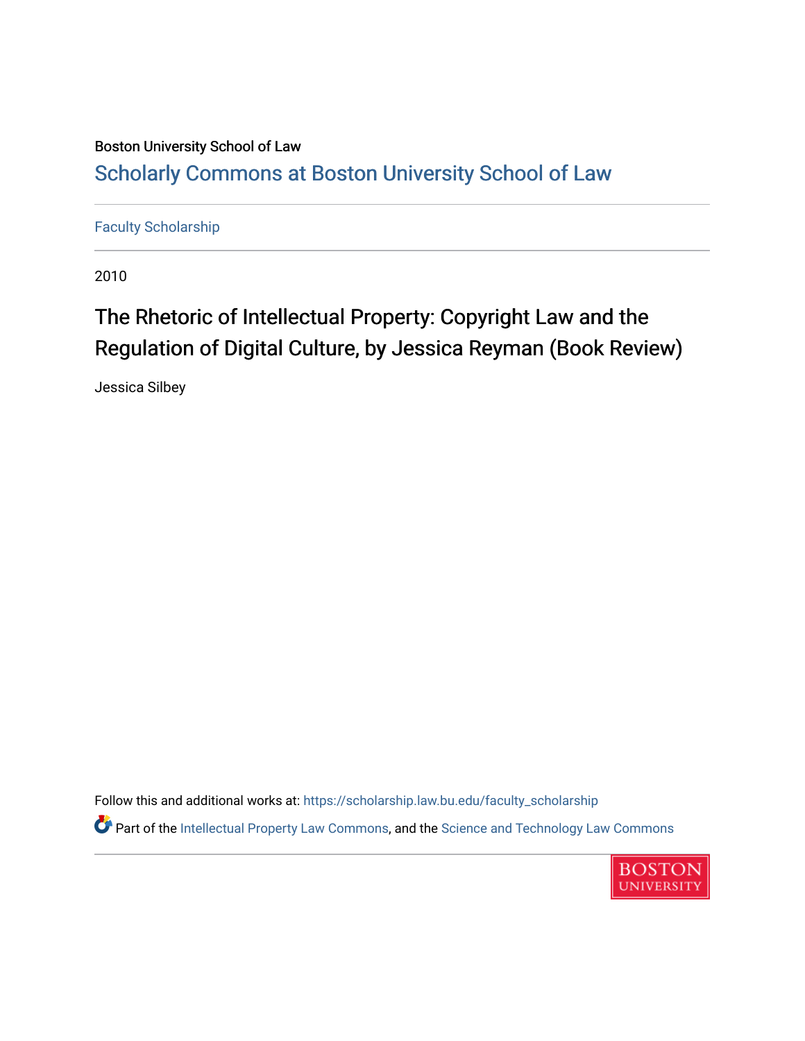Boston University School of Law

# Scholarly Commons at Boston University School of Law

Faculty Scholarship

2010

## The Rhetoric of Intellectual Property: Copyright Law and the Regulation of Digital Culture, by Jessica Reyman (Book Review)

Jessica Silbey

Follow this and additional works at: https://scholarship.law.bu.edu/faculty_scholarship

Part of the Intellectual Property Law Commons, and the Science and Technology Law Commons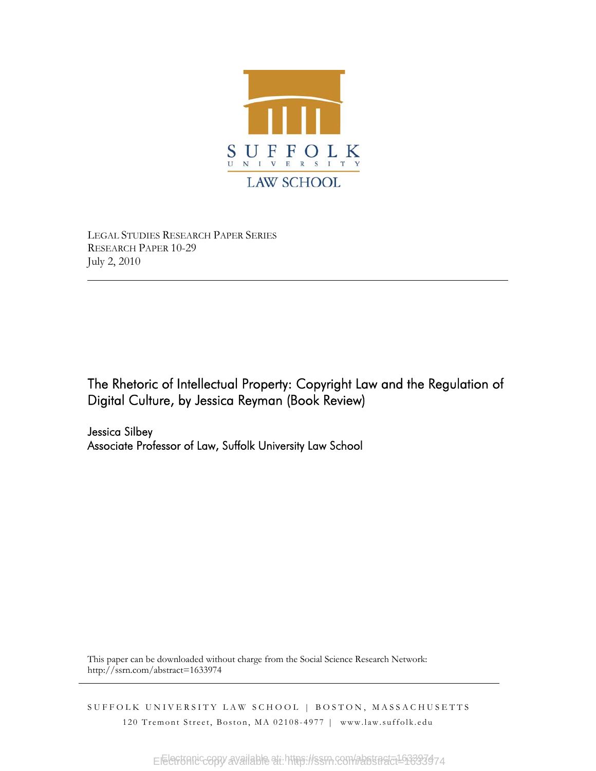SUFFOLK UNIVERSITY LAW SCHOOL

LEGAL STUDIES RESEARCH PAPER SERIES
RESEARCH PAPER 10-29
July 2, 2010

# The Rhetoric of Intellectual Property: Copyright Law and the Regulation of Digital Culture, by Jessica Reyman (Book Review)

Jessica Silbey
Associate Professor of Law, Suffolk University Law School

This paper can be downloaded without charge from the Social Science Research Network:
http://ssrn.com/abstract=1633974

SUFFOLK UNIVERSITY LAW SCHOOL | BOSTON, MASSACHUSETTS
120 Tremont Street, Boston, MA 02108-4977 | www.law.suffolk.edu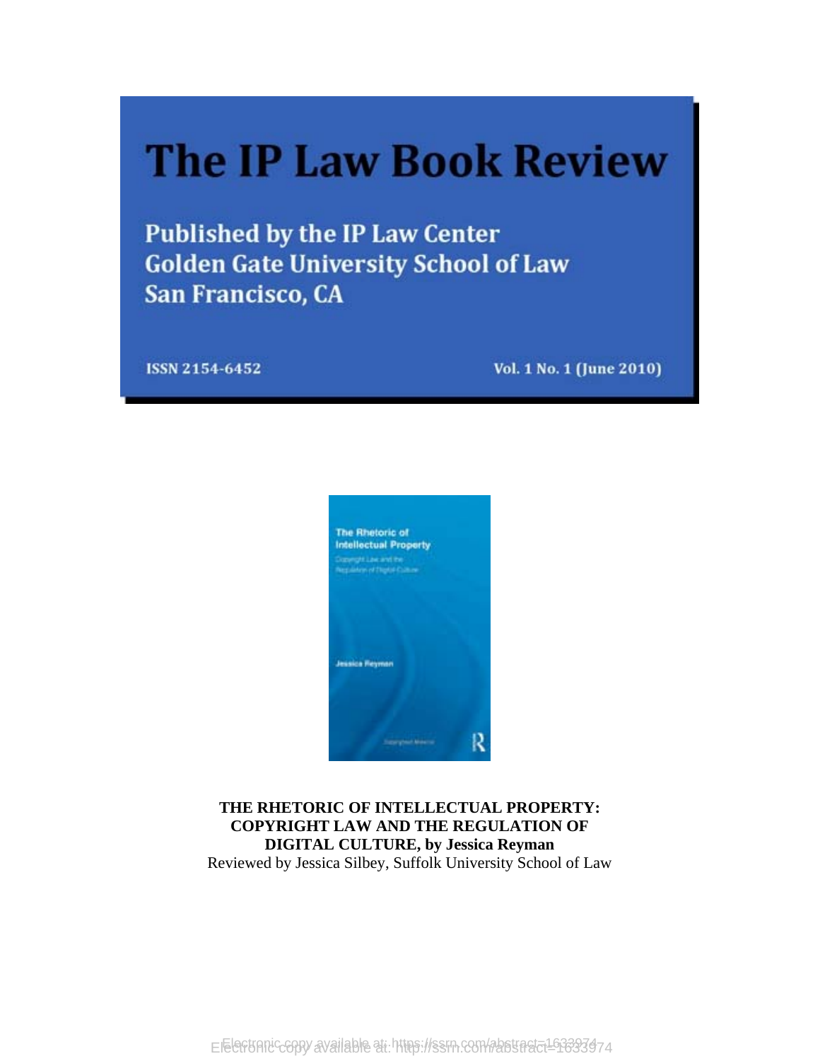# The IP Law Book Review

**Published by the IP Law Center**
**Golden Gate University School of Law**
**San Francisco, CA**

**ISSN 2154-6452** **Vol. 1 No. 1 (June 2010)**

**THE RHETORIC OF INTELLECTUAL PROPERTY: COPYRIGHT LAW AND THE REGULATION OF DIGITAL CULTURE, by Jessica Reyman**

Reviewed by Jessica Silbey, Suffolk University School of Law

Electronic copy available at: http://ssrn.com/abstract=1633974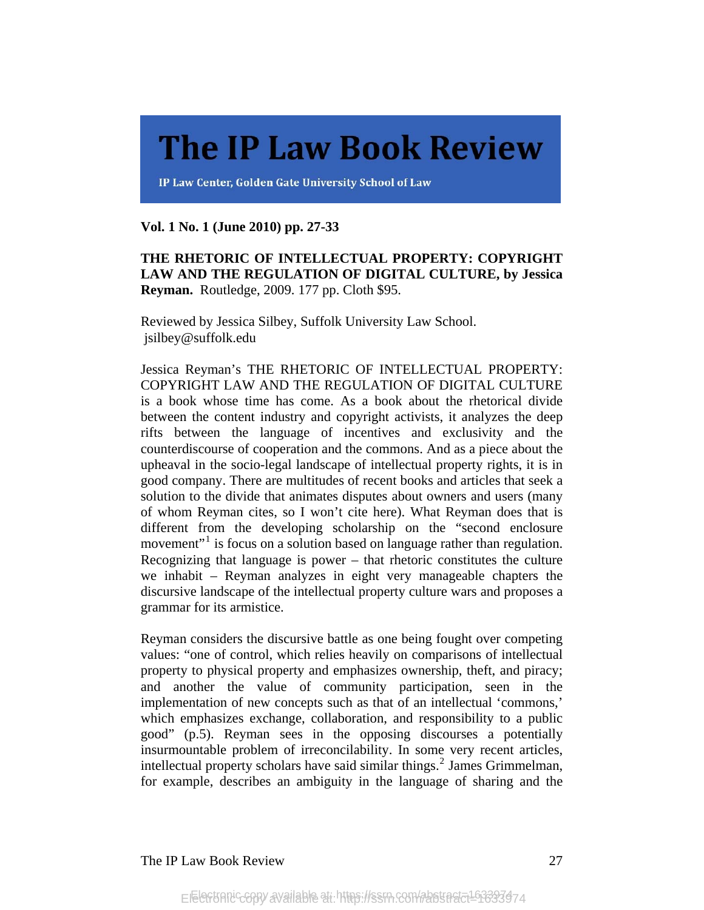# The IP Law Book Review

**IP Law Center, Golden Gate University School of Law**

**Vol. 1 No. 1 (June 2010) pp. 27-33**

**THE RHETORIC OF INTELLECTUAL PROPERTY: COPYRIGHT LAW AND THE REGULATION OF DIGITAL CULTURE, by Jessica Reyman.** Routledge, 2009. 177 pp. Cloth $95.

Reviewed by Jessica Silbey, Suffolk University Law School. jsilbey@suffolk.edu

Jessica Reyman's THE RHETORIC OF INTELLECTUAL PROPERTY: COPYRIGHT LAW AND THE REGULATION OF DIGITAL CULTURE is a book whose time has come. As a book about the rhetorical divide between the content industry and copyright activists, it analyzes the deep rifts between the language of incentives and exclusivity and the counterdiscourse of cooperation and the commons. And as a piece about the upheaval in the socio-legal landscape of intellectual property rights, it is in good company. There are multitudes of recent books and articles that seek a solution to the divide that animates disputes about owners and users (many of whom Reyman cites, so I won't cite here). What Reyman does that is different from the developing scholarship on the "second enclosure movement"[1] is focus on a solution based on language rather than regulation. Recognizing that language is power – that rhetoric constitutes the culture we inhabit – Reyman analyzes in eight very manageable chapters the discursive landscape of the intellectual property culture wars and proposes a grammar for its armistice.

Reyman considers the discursive battle as one being fought over competing values: "one of control, which relies heavily on comparisons of intellectual property to physical property and emphasizes ownership, theft, and piracy; and another the value of community participation, seen in the implementation of new concepts such as that of an intellectual 'commons,' which emphasizes exchange, collaboration, and responsibility to a public good" (p.5). Reyman sees in the opposing discourses a potentially insurmountable problem of irreconcilability. In some very recent articles, intellectual property scholars have said similar things.[2] James Grimmelman, for example, describes an ambiguity in the language of sharing and the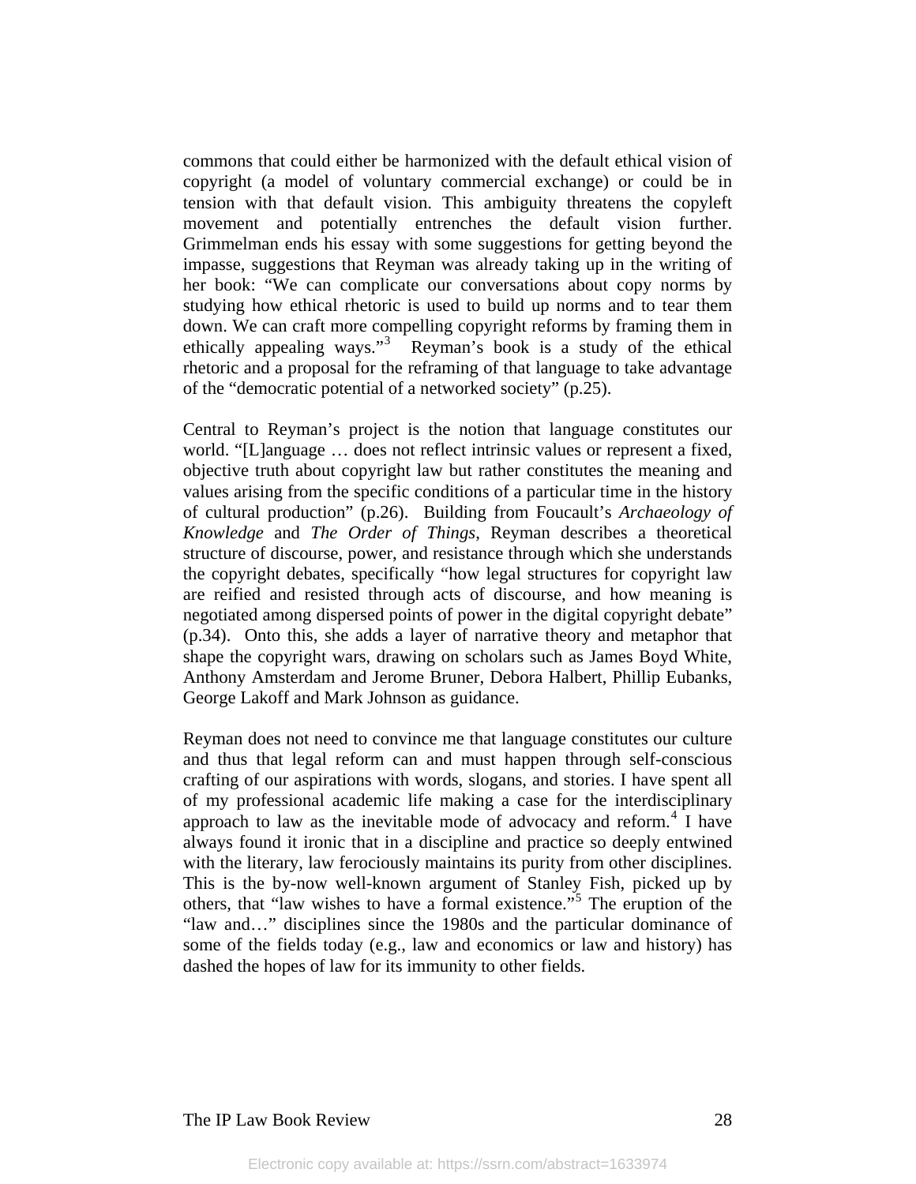commons that could either be harmonized with the default ethical vision of copyright (a model of voluntary commercial exchange) or could be in tension with that default vision. This ambiguity threatens the copyleft movement and potentially entrenches the default vision further. Grimmelman ends his essay with some suggestions for getting beyond the impasse, suggestions that Reyman was already taking up in the writing of her book: "We can complicate our conversations about copy norms by studying how ethical rhetoric is used to build up norms and to tear them down. We can craft more compelling copyright reforms by framing them in ethically appealing ways."[3] Reyman's book is a study of the ethical rhetoric and a proposal for the reframing of that language to take advantage of the "democratic potential of a networked society" (p.25).

Central to Reyman's project is the notion that language constitutes our world. "[L]anguage … does not reflect intrinsic values or represent a fixed, objective truth about copyright law but rather constitutes the meaning and values arising from the specific conditions of a particular time in the history of cultural production" (p.26). Building from Foucault's *Archaeology of Knowledge* and *The Order of Things*, Reyman describes a theoretical structure of discourse, power, and resistance through which she understands the copyright debates, specifically "how legal structures for copyright law are reified and resisted through acts of discourse, and how meaning is negotiated among dispersed points of power in the digital copyright debate" (p.34). Onto this, she adds a layer of narrative theory and metaphor that shape the copyright wars, drawing on scholars such as James Boyd White, Anthony Amsterdam and Jerome Bruner, Debora Halbert, Phillip Eubanks, George Lakoff and Mark Johnson as guidance.

Reyman does not need to convince me that language constitutes our culture and thus that legal reform can and must happen through self-conscious crafting of our aspirations with words, slogans, and stories. I have spent all of my professional academic life making a case for the interdisciplinary approach to law as the inevitable mode of advocacy and reform.[4] I have always found it ironic that in a discipline and practice so deeply entwined with the literary, law ferociously maintains its purity from other disciplines. This is the by-now well-known argument of Stanley Fish, picked up by others, that "law wishes to have a formal existence."[5] The eruption of the "law and…" disciplines since the 1980s and the particular dominance of some of the fields today (e.g., law and economics or law and history) has dashed the hopes of law for its immunity to other fields.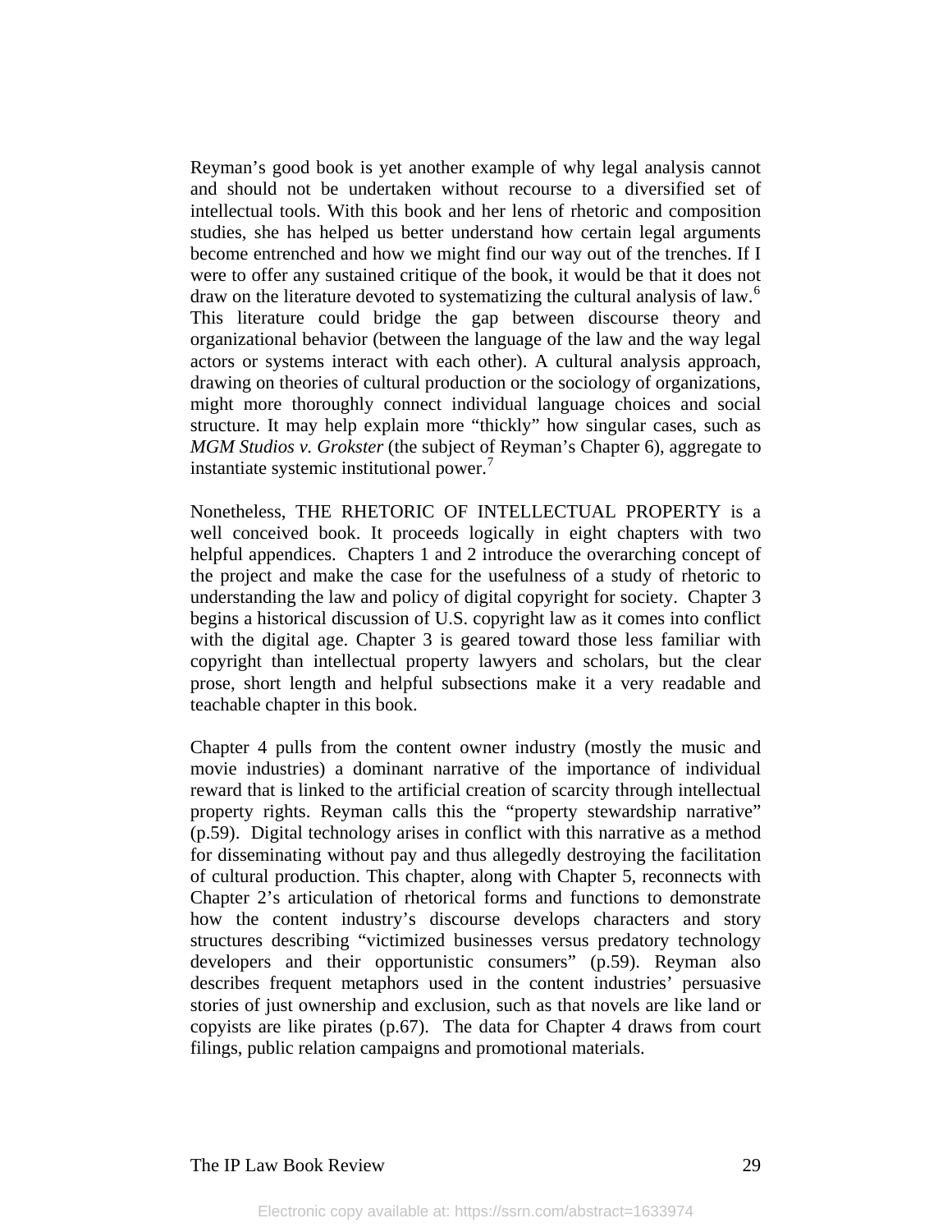Reyman's good book is yet another example of why legal analysis cannot and should not be undertaken without recourse to a diversified set of intellectual tools. With this book and her lens of rhetoric and composition studies, she has helped us better understand how certain legal arguments become entrenched and how we might find our way out of the trenches. If I were to offer any sustained critique of the book, it would be that it does not draw on the literature devoted to systematizing the cultural analysis of law.[6] This literature could bridge the gap between discourse theory and organizational behavior (between the language of the law and the way legal actors or systems interact with each other). A cultural analysis approach, drawing on theories of cultural production or the sociology of organizations, might more thoroughly connect individual language choices and social structure. It may help explain more "thickly" how singular cases, such as *MGM Studios v. Grokster* (the subject of Reyman's Chapter 6), aggregate to instantiate systemic institutional power.[7]

Nonetheless, THE RHETORIC OF INTELLECTUAL PROPERTY is a well conceived book. It proceeds logically in eight chapters with two helpful appendices. Chapters 1 and 2 introduce the overarching concept of the project and make the case for the usefulness of a study of rhetoric to understanding the law and policy of digital copyright for society. Chapter 3 begins a historical discussion of U.S. copyright law as it comes into conflict with the digital age. Chapter 3 is geared toward those less familiar with copyright than intellectual property lawyers and scholars, but the clear prose, short length and helpful subsections make it a very readable and teachable chapter in this book.

Chapter 4 pulls from the content owner industry (mostly the music and movie industries) a dominant narrative of the importance of individual reward that is linked to the artificial creation of scarcity through intellectual property rights. Reyman calls this the "property stewardship narrative" (p.59). Digital technology arises in conflict with this narrative as a method for disseminating without pay and thus allegedly destroying the facilitation of cultural production. This chapter, along with Chapter 5, reconnects with Chapter 2's articulation of rhetorical forms and functions to demonstrate how the content industry's discourse develops characters and story structures describing "victimized businesses versus predatory technology developers and their opportunistic consumers" (p.59). Reyman also describes frequent metaphors used in the content industries' persuasive stories of just ownership and exclusion, such as that novels are like land or copyists are like pirates (p.67). The data for Chapter 4 draws from court filings, public relation campaigns and promotional materials.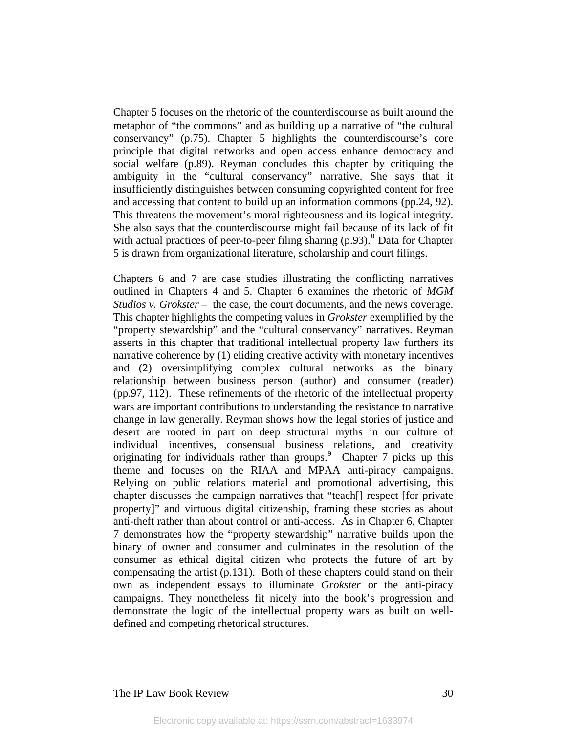Chapter 5 focuses on the rhetoric of the counterdiscourse as built around the metaphor of "the commons" and as building up a narrative of "the cultural conservancy" (p.75). Chapter 5 highlights the counterdiscourse's core principle that digital networks and open access enhance democracy and social welfare (p.89). Reyman concludes this chapter by critiquing the ambiguity in the "cultural conservancy" narrative. She says that it insufficiently distinguishes between consuming copyrighted content for free and accessing that content to build up an information commons (pp.24, 92). This threatens the movement's moral righteousness and its logical integrity. She also says that the counterdiscourse might fail because of its lack of fit with actual practices of peer-to-peer filing sharing (p.93).[8] Data for Chapter 5 is drawn from organizational literature, scholarship and court filings.

Chapters 6 and 7 are case studies illustrating the conflicting narratives outlined in Chapters 4 and 5. Chapter 6 examines the rhetoric of *MGM Studios v. Grokster* – the case, the court documents, and the news coverage. This chapter highlights the competing values in *Grokster* exemplified by the "property stewardship" and the "cultural conservancy" narratives. Reyman asserts in this chapter that traditional intellectual property law furthers its narrative coherence by (1) eliding creative activity with monetary incentives and (2) oversimplifying complex cultural networks as the binary relationship between business person (author) and consumer (reader) (pp.97, 112). These refinements of the rhetoric of the intellectual property wars are important contributions to understanding the resistance to narrative change in law generally. Reyman shows how the legal stories of justice and desert are rooted in part on deep structural myths in our culture of individual incentives, consensual business relations, and creativity originating for individuals rather than groups.[9] Chapter 7 picks up this theme and focuses on the RIAA and MPAA anti-piracy campaigns. Relying on public relations material and promotional advertising, this chapter discusses the campaign narratives that "teach[] respect [for private property]" and virtuous digital citizenship, framing these stories as about anti-theft rather than about control or anti-access. As in Chapter 6, Chapter 7 demonstrates how the "property stewardship" narrative builds upon the binary of owner and consumer and culminates in the resolution of the consumer as ethical digital citizen who protects the future of art by compensating the artist (p.131). Both of these chapters could stand on their own as independent essays to illuminate *Grokster* or the anti-piracy campaigns. They nonetheless fit nicely into the book's progression and demonstrate the logic of the intellectual property wars as built on well-defined and competing rhetorical structures.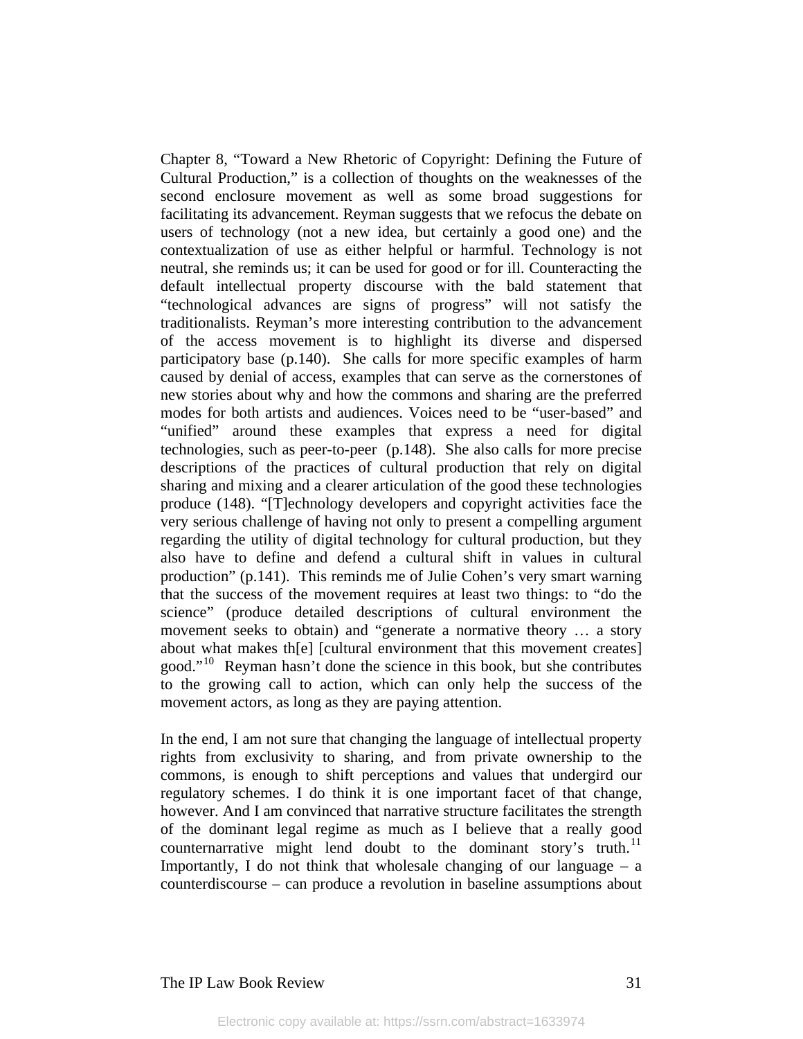Chapter 8, “Toward a New Rhetoric of Copyright: Defining the Future of Cultural Production,” is a collection of thoughts on the weaknesses of the second enclosure movement as well as some broad suggestions for facilitating its advancement. Reyman suggests that we refocus the debate on users of technology (not a new idea, but certainly a good one) and the contextualization of use as either helpful or harmful. Technology is not neutral, she reminds us; it can be used for good or for ill. Counteracting the default intellectual property discourse with the bald statement that “technological advances are signs of progress” will not satisfy the traditionalists. Reyman’s more interesting contribution to the advancement of the access movement is to highlight its diverse and dispersed participatory base (p.140). She calls for more specific examples of harm caused by denial of access, examples that can serve as the cornerstones of new stories about why and how the commons and sharing are the preferred modes for both artists and audiences. Voices need to be “user-based” and “unified” around these examples that express a need for digital technologies, such as peer-to-peer (p.148). She also calls for more precise descriptions of the practices of cultural production that rely on digital sharing and mixing and a clearer articulation of the good these technologies produce (148). “[T]echnology developers and copyright activities face the very serious challenge of having not only to present a compelling argument regarding the utility of digital technology for cultural production, but they also have to define and defend a cultural shift in values in cultural production” (p.141). This reminds me of Julie Cohen’s very smart warning that the success of the movement requires at least two things: to “do the science” (produce detailed descriptions of cultural environment the movement seeks to obtain) and “generate a normative theory … a story about what makes th[e] [cultural environment that this movement creates] good.”[10] Reyman hasn’t done the science in this book, but she contributes to the growing call to action, which can only help the success of the movement actors, as long as they are paying attention.

In the end, I am not sure that changing the language of intellectual property rights from exclusivity to sharing, and from private ownership to the commons, is enough to shift perceptions and values that undergird our regulatory schemes. I do think it is one important facet of that change, however. And I am convinced that narrative structure facilitates the strength of the dominant legal regime as much as I believe that a really good counternarrative might lend doubt to the dominant story’s truth.[11] Importantly, I do not think that wholesale changing of our language – a counterdiscourse – can produce a revolution in baseline assumptions about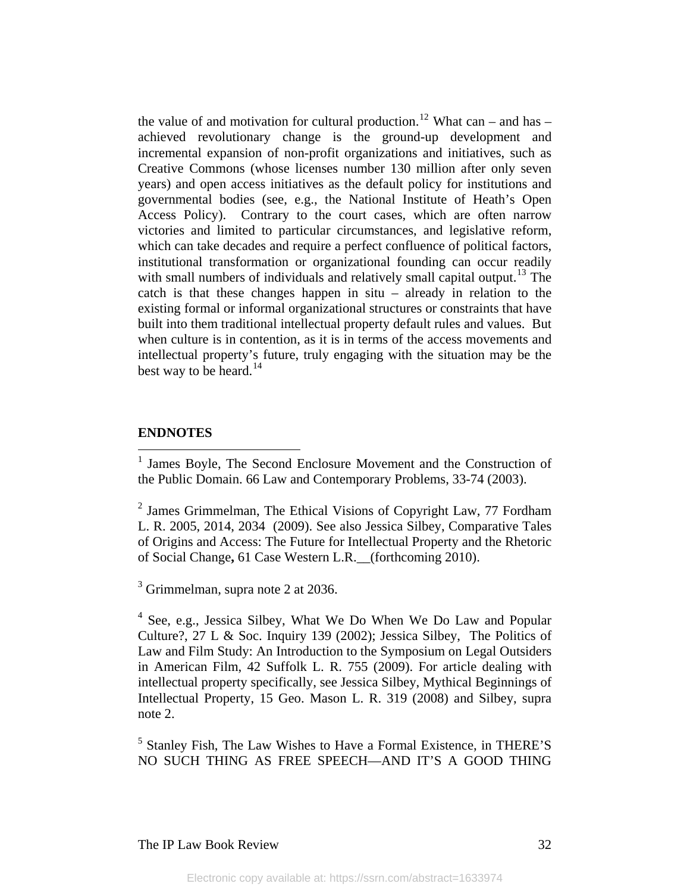the value of and motivation for cultural production.[12] What can – and has – achieved revolutionary change is the ground-up development and incremental expansion of non-profit organizations and initiatives, such as Creative Commons (whose licenses number 130 million after only seven years) and open access initiatives as the default policy for institutions and governmental bodies (see, e.g., the National Institute of Heath's Open Access Policy). Contrary to the court cases, which are often narrow victories and limited to particular circumstances, and legislative reform, which can take decades and require a perfect confluence of political factors, institutional transformation or organizational founding can occur readily with small numbers of individuals and relatively small capital output.[13] The catch is that these changes happen in situ – already in relation to the existing formal or informal organizational structures or constraints that have built into them traditional intellectual property default rules and values. But when culture is in contention, as it is in terms of the access movements and intellectual property's future, truly engaging with the situation may be the best way to be heard.[14]

## ENDNOTES

[1] James Boyle, The Second Enclosure Movement and the Construction of the Public Domain. 66 Law and Contemporary Problems, 33-74 (2003).

[2] James Grimmelman, The Ethical Visions of Copyright Law, 77 Fordham L. R. 2005, 2014, 2034 (2009). See also Jessica Silbey, Comparative Tales of Origins and Access: The Future for Intellectual Property and the Rhetoric of Social Change**,** 61 Case Western L.R.__(forthcoming 2010).

[3] Grimmelman, supra note 2 at 2036.

[4] See, e.g., Jessica Silbey, What We Do When We Do Law and Popular Culture?, 27 L & Soc. Inquiry 139 (2002); Jessica Silbey, The Politics of Law and Film Study: An Introduction to the Symposium on Legal Outsiders in American Film, 42 Suffolk L. R. 755 (2009). For article dealing with intellectual property specifically, see Jessica Silbey, Mythical Beginnings of Intellectual Property, 15 Geo. Mason L. R. 319 (2008) and Silbey, supra note 2.

[5] Stanley Fish, The Law Wishes to Have a Formal Existence, in THERE'S NO SUCH THING AS FREE SPEECH—AND IT'S A GOOD THING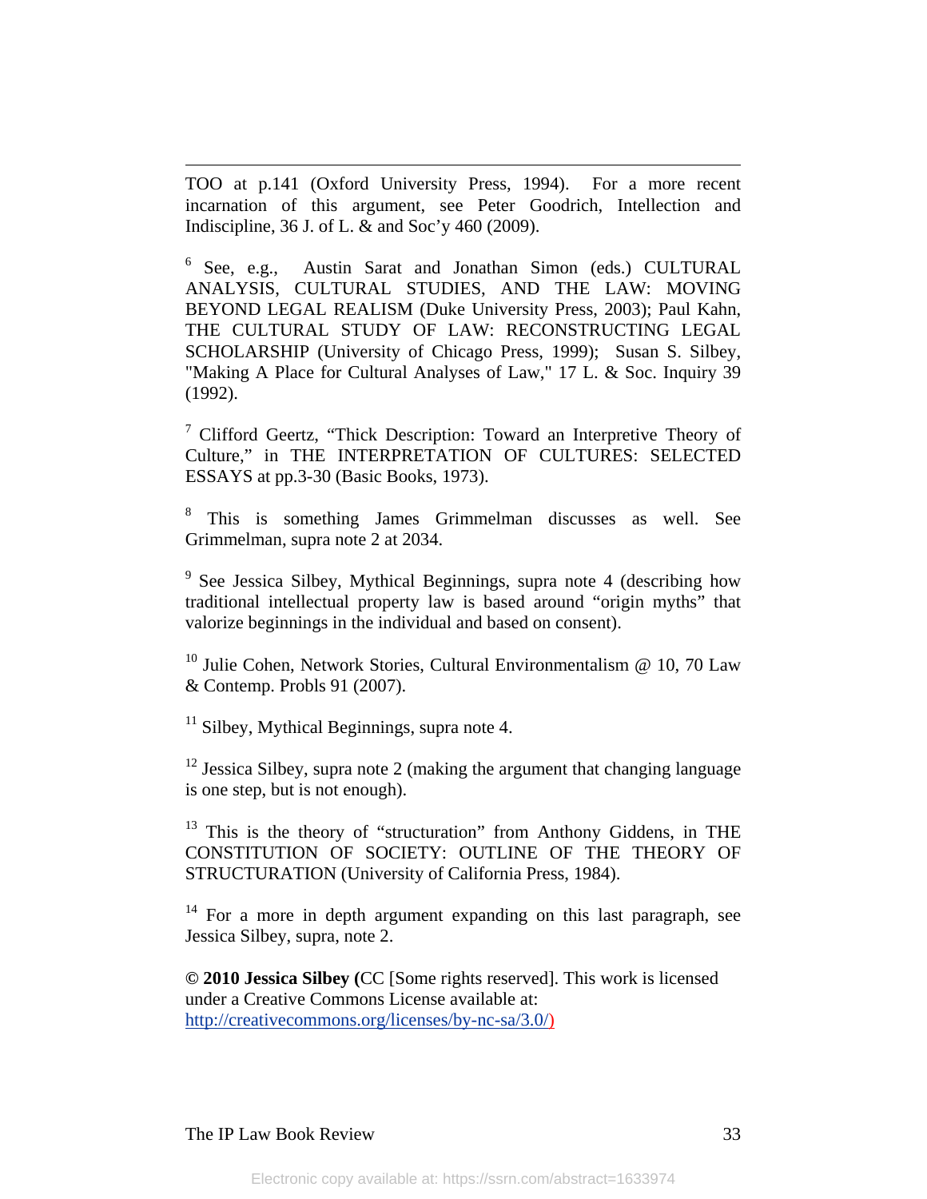TOO at p.141 (Oxford University Press, 1994). For a more recent incarnation of this argument, see Peter Goodrich, Intellection and Indiscipline, 36 J. of L. & and Soc'y 460 (2009).

[6] See, e.g., Austin Sarat and Jonathan Simon (eds.) CULTURAL ANALYSIS, CULTURAL STUDIES, AND THE LAW: MOVING BEYOND LEGAL REALISM (Duke University Press, 2003); Paul Kahn, THE CULTURAL STUDY OF LAW: RECONSTRUCTING LEGAL SCHOLARSHIP (University of Chicago Press, 1999); Susan S. Silbey, "Making A Place for Cultural Analyses of Law," 17 L. & Soc. Inquiry 39 (1992).

[7] Clifford Geertz, "Thick Description: Toward an Interpretive Theory of Culture," in THE INTERPRETATION OF CULTURES: SELECTED ESSAYS at pp.3-30 (Basic Books, 1973).

[8] This is something James Grimmelman discusses as well. See Grimmelman, supra note 2 at 2034.

[9] See Jessica Silbey, Mythical Beginnings, supra note 4 (describing how traditional intellectual property law is based around "origin myths" that valorize beginnings in the individual and based on consent).

[10] Julie Cohen, Network Stories, Cultural Environmentalism @ 10, 70 Law & Contemp. Probls 91 (2007).

[11] Silbey, Mythical Beginnings, supra note 4.

[12] Jessica Silbey, supra note 2 (making the argument that changing language is one step, but is not enough).

[13] This is the theory of "structuration" from Anthony Giddens, in THE CONSTITUTION OF SOCIETY: OUTLINE OF THE THEORY OF STRUCTURATION (University of California Press, 1984).

[14] For a more in depth argument expanding on this last paragraph, see Jessica Silbey, supra, note 2.

**© 2010 Jessica Silbey (**CC [Some rights reserved]. This work is licensed under a Creative Commons License available at: http://creativecommons.org/licenses/by-nc-sa/3.0/)